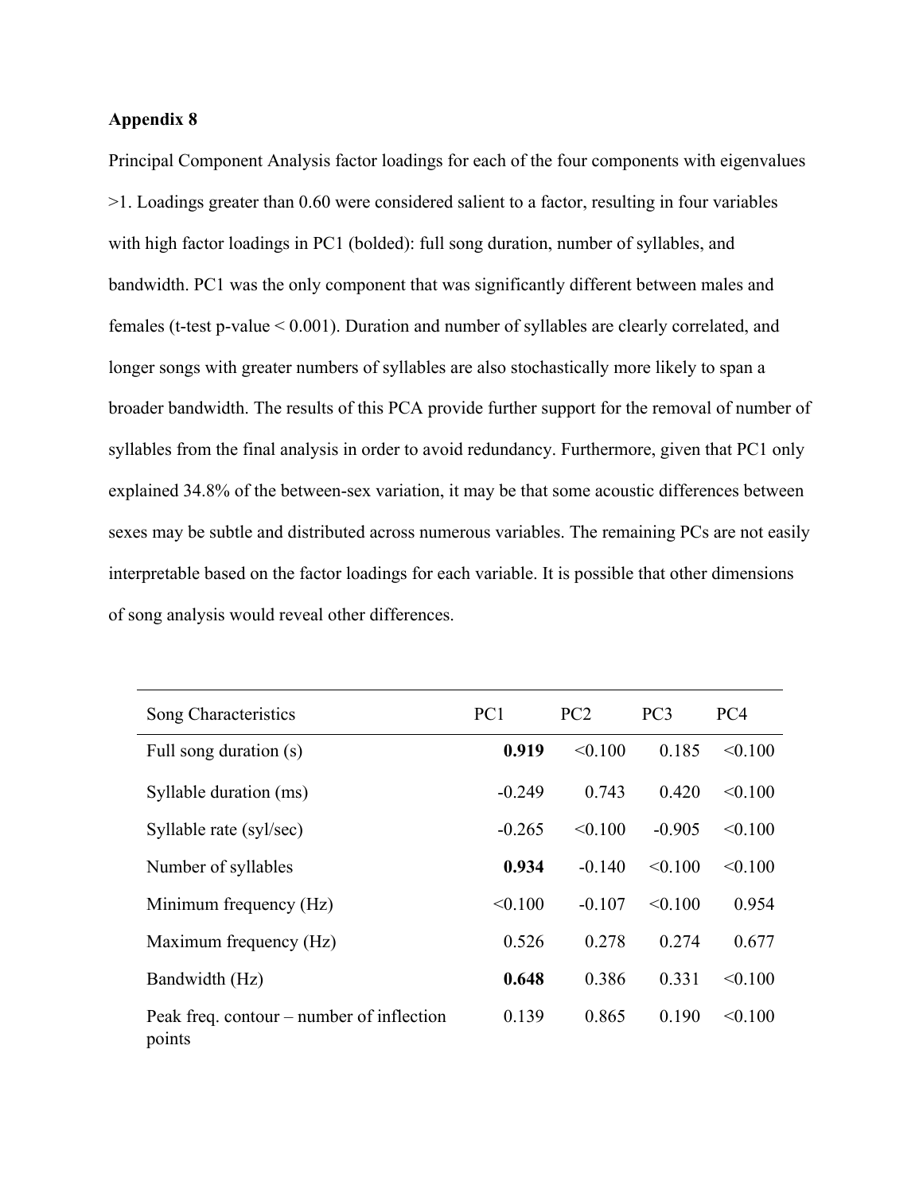**Appendix 8**

Principal Component Analysis factor loadings for each of the four components with eigenvalues >1. Loadings greater than 0.60 were considered salient to a factor, resulting in four variables with high factor loadings in PC1 (bolded): full song duration, number of syllables, and bandwidth. PC1 was the only component that was significantly different between males and females (t-test p-value < 0.001). Duration and number of syllables are clearly correlated, and longer songs with greater numbers of syllables are also stochastically more likely to span a broader bandwidth. The results of this PCA provide further support for the removal of number of syllables from the final analysis in order to avoid redundancy. Furthermore, given that PC1 only explained 34.8% of the between-sex variation, it may be that some acoustic differences between sexes may be subtle and distributed across numerous variables. The remaining PCs are not easily interpretable based on the factor loadings for each variable. It is possible that other dimensions of song analysis would reveal other differences.

| Song Characteristics | PC1 | PC2 | PC3 | PC4 |
|---|---|---|---|---|
| Full song duration (s) | **0.919** | <0.100 | 0.185 | <0.100 |
| Syllable duration (ms) | -0.249 | 0.743 | 0.420 | <0.100 |
| Syllable rate (syl/sec) | -0.265 | <0.100 | -0.905 | <0.100 |
| Number of syllables | **0.934** | -0.140 | <0.100 | <0.100 |
| Minimum frequency (Hz) | <0.100 | -0.107 | <0.100 | 0.954 |
| Maximum frequency (Hz) | 0.526 | 0.278 | 0.274 | 0.677 |
| Bandwidth (Hz) | **0.648** | 0.386 | 0.331 | <0.100 |
| Peak freq. contour – number of inflection points | 0.139 | 0.865 | 0.190 | <0.100 |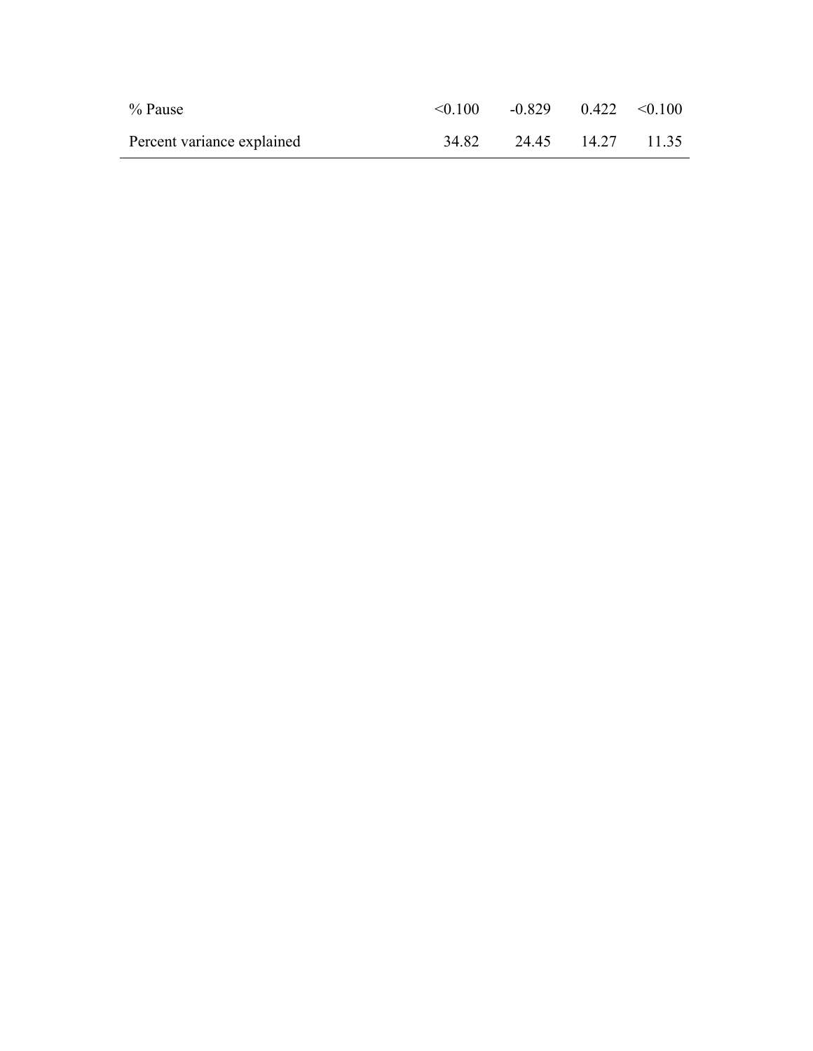| | | | | |
|---|---|---|---|---|
| % Pause | <0.100 | -0.829 | 0.422 | <0.100 |
| Percent variance explained | 34.82 | 24.45 | 14.27 | 11.35 |